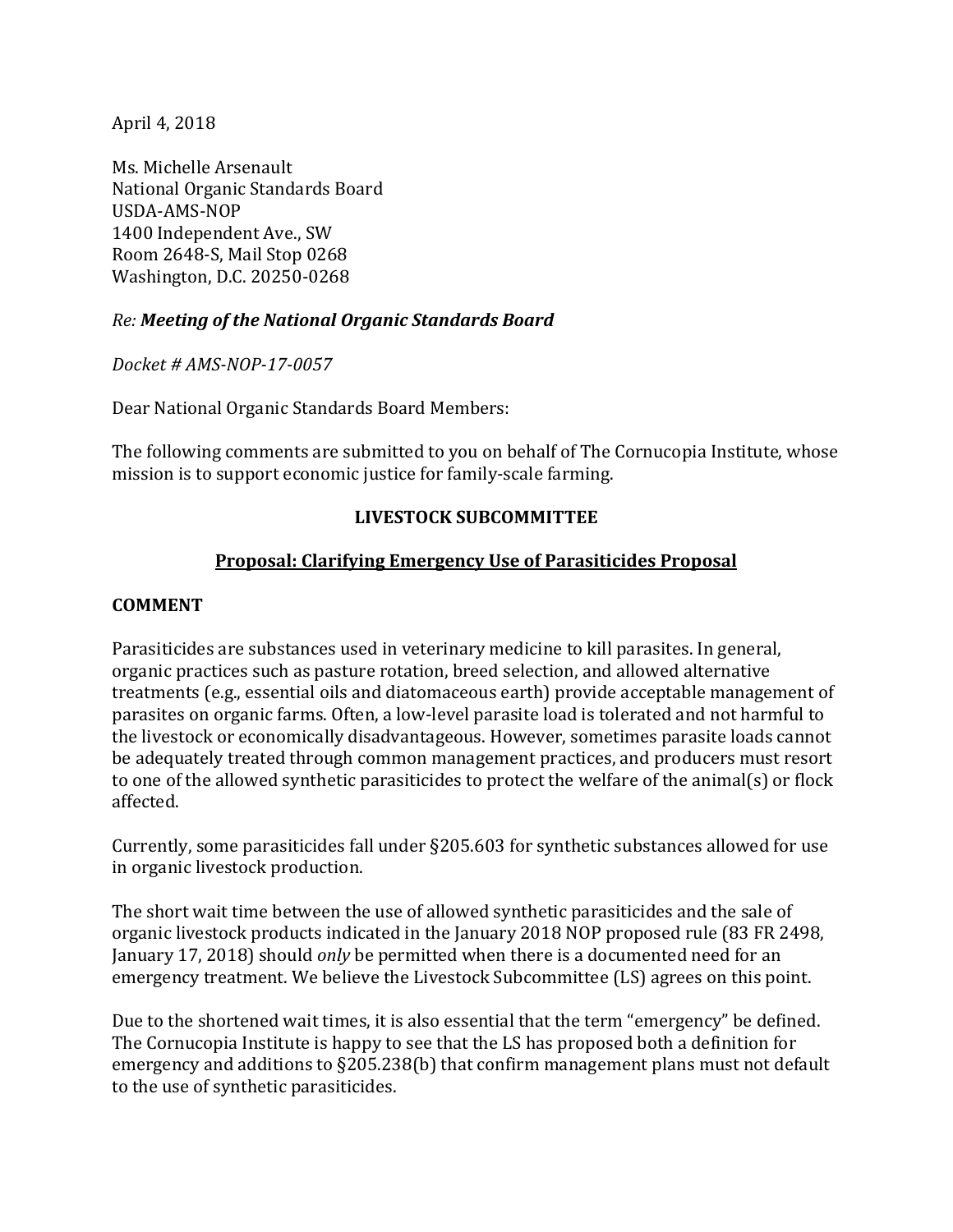April 4, 2018

Ms. Michelle Arsenault
National Organic Standards Board
USDA-AMS-NOP
1400 Independent Ave., SW
Room 2648-S, Mail Stop 0268
Washington, D.C. 20250-0268

*Re:* ***Meeting of the National Organic Standards Board***

*Docket # AMS-NOP-17-0057*

Dear National Organic Standards Board Members:

The following comments are submitted to you on behalf of The Cornucopia Institute, whose mission is to support economic justice for family-scale farming.

## LIVESTOCK SUBCOMMITTEE

### Proposal: Clarifying Emergency Use of Parasiticides Proposal

**COMMENT**

Parasiticides are substances used in veterinary medicine to kill parasites. In general, organic practices such as pasture rotation, breed selection, and allowed alternative treatments (e.g., essential oils and diatomaceous earth) provide acceptable management of parasites on organic farms. Often, a low-level parasite load is tolerated and not harmful to the livestock or economically disadvantageous. However, sometimes parasite loads cannot be adequately treated through common management practices, and producers must resort to one of the allowed synthetic parasiticides to protect the welfare of the animal(s) or flock affected.

Currently, some parasiticides fall under §205.603 for synthetic substances allowed for use in organic livestock production.

The short wait time between the use of allowed synthetic parasiticides and the sale of organic livestock products indicated in the January 2018 NOP proposed rule (83 FR 2498, January 17, 2018) should *only* be permitted when there is a documented need for an emergency treatment. We believe the Livestock Subcommittee (LS) agrees on this point.

Due to the shortened wait times, it is also essential that the term "emergency" be defined. The Cornucopia Institute is happy to see that the LS has proposed both a definition for emergency and additions to §205.238(b) that confirm management plans must not default to the use of synthetic parasiticides.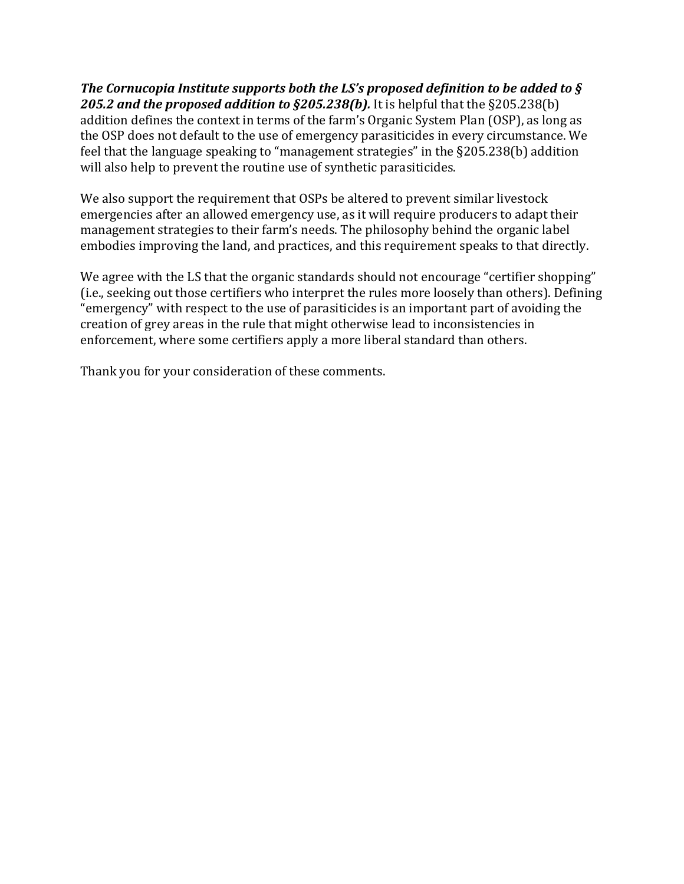***The Cornucopia Institute supports both the LS's proposed definition to be added to § 205.2 and the proposed addition to §205.238(b).*** It is helpful that the §205.238(b) addition defines the context in terms of the farm's Organic System Plan (OSP), as long as the OSP does not default to the use of emergency parasiticides in every circumstance. We feel that the language speaking to "management strategies" in the §205.238(b) addition will also help to prevent the routine use of synthetic parasiticides.

We also support the requirement that OSPs be altered to prevent similar livestock emergencies after an allowed emergency use, as it will require producers to adapt their management strategies to their farm's needs. The philosophy behind the organic label embodies improving the land, and practices, and this requirement speaks to that directly.

We agree with the LS that the organic standards should not encourage "certifier shopping" (i.e., seeking out those certifiers who interpret the rules more loosely than others). Defining "emergency" with respect to the use of parasiticides is an important part of avoiding the creation of grey areas in the rule that might otherwise lead to inconsistencies in enforcement, where some certifiers apply a more liberal standard than others.

Thank you for your consideration of these comments.